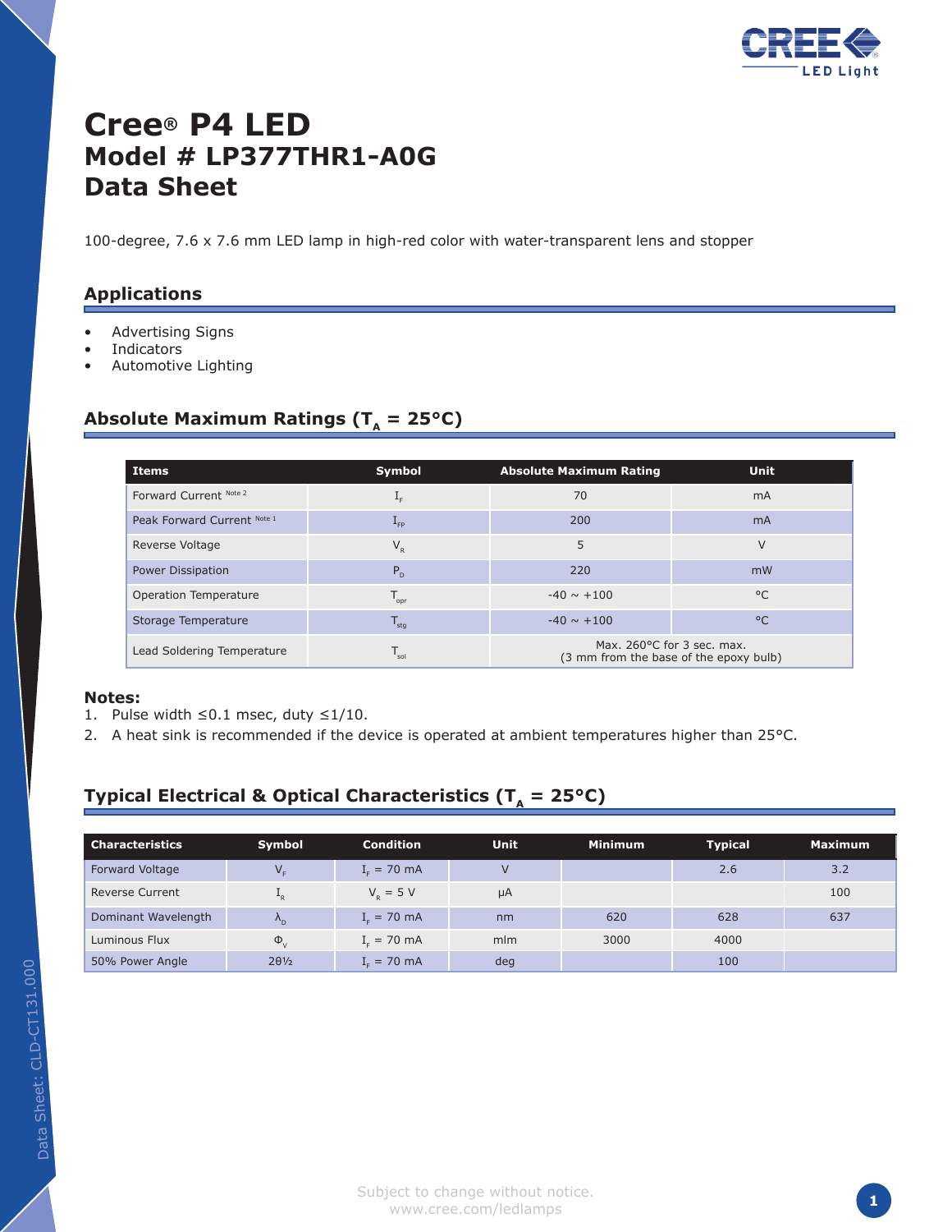# Cree® P4 LED
## Model # LP377THR1-A0G
## Data Sheet

100-degree, 7.6 x 7.6 mm LED lamp in high-red color with water-transparent lens and stopper

### Applications

- Advertising Signs
- Indicators
- Automotive Lighting

### Absolute Maximum Ratings ($T_A$ = 25°C)

| Items | Symbol | Absolute Maximum Rating | Unit |
|---|---|---|---|
| Forward Current [Note 2] | $I_F$ | 70 | mA |
| Peak Forward Current [Note 1] | $I_{FP}$ | 200 | mA |
| Reverse Voltage | $V_R$ | 5 | V |
| Power Dissipation | $P_D$ | 220 | mW |
| Operation Temperature | $T_{opr}$ | -40 ~ +100 | °C |
| Storage Temperature | $T_{stg}$ | -40 ~ +100 | °C |
| Lead Soldering Temperature | $T_{sol}$ | Max. 260°C for 3 sec. max. (3 mm from the base of the epoxy bulb) | |

**Notes:**

1. Pulse width ≤0.1 msec, duty ≤1/10.
2. A heat sink is recommended if the device is operated at ambient temperatures higher than 25°C.

### Typical Electrical & Optical Characteristics ($T_A$ = 25°C)

| Characteristics | Symbol | Condition | Unit | Minimum | Typical | Maximum |
|---|---|---|---|---|---|---|
| Forward Voltage | $V_F$ | $I_F$ = 70 mA | V | | 2.6 | 3.2 |
| Reverse Current | $I_R$ | $V_R$ = 5 V | µA | | | 100 |
| Dominant Wavelength | $\lambda_D$ | $I_F$ = 70 mA | nm | 620 | 628 | 637 |
| Luminous Flux | $\Phi_V$ | $I_F$ = 70 mA | mlm | 3000 | 4000 | |
| 50% Power Angle | $2\theta_{1/2}$ | $I_F$ = 70 mA | deg | | 100 | |

Subject to change without notice.
www.cree.com/ledlamps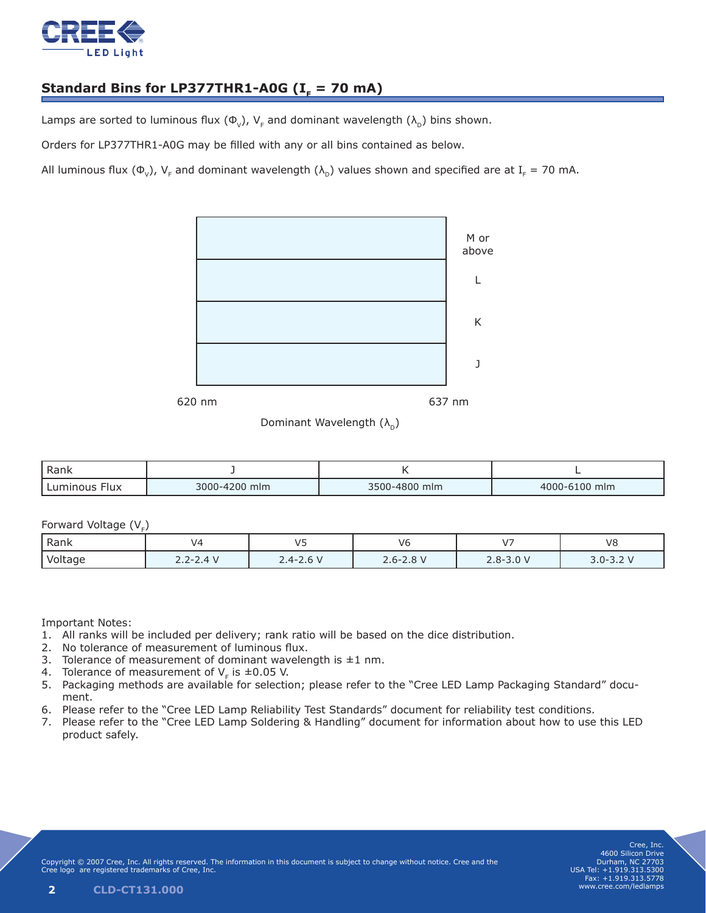## Standard Bins for LP377THR1-A0G ($I_F$ = 70 mA)

Lamps are sorted to luminous flux ($\Phi_V$), $V_F$ and dominant wavelength ($\lambda_D$) bins shown.

Orders for LP377THR1-A0G may be filled with any or all bins contained as below.

All luminous flux ($\Phi_V$), $V_F$ and dominant wavelength ($\lambda_D$) values shown and specified are at $I_F$ = 70 mA.

| Dominant Wavelength ($\lambda_D$): 620 nm – 637 nm |
| --- |
| M or above |
| L |
| K |
| J |

| Rank | J | K | L |
| --- | --- | --- | --- |
| Luminous Flux | 3000-4200 mlm | 3500-4800 mlm | 4000-6100 mlm |

Forward Voltage ($V_F$)

| Rank | V4 | V5 | V6 | V7 | V8 |
| --- | --- | --- | --- | --- | --- |
| Voltage | 2.2-2.4 V | 2.4-2.6 V | 2.6-2.8 V | 2.8-3.0 V | 3.0-3.2 V |

Important Notes:

1. All ranks will be included per delivery; rank ratio will be based on the dice distribution.
2. No tolerance of measurement of luminous flux.
3. Tolerance of measurement of dominant wavelength is ±1 nm.
4. Tolerance of measurement of $V_F$ is ±0.05 V.
5. Packaging methods are available for selection; please refer to the "Cree LED Lamp Packaging Standard" document.
6. Please refer to the "Cree LED Lamp Reliability Test Standards" document for reliability test conditions.
7. Please refer to the "Cree LED Lamp Soldering & Handling" document for information about how to use this LED product safely.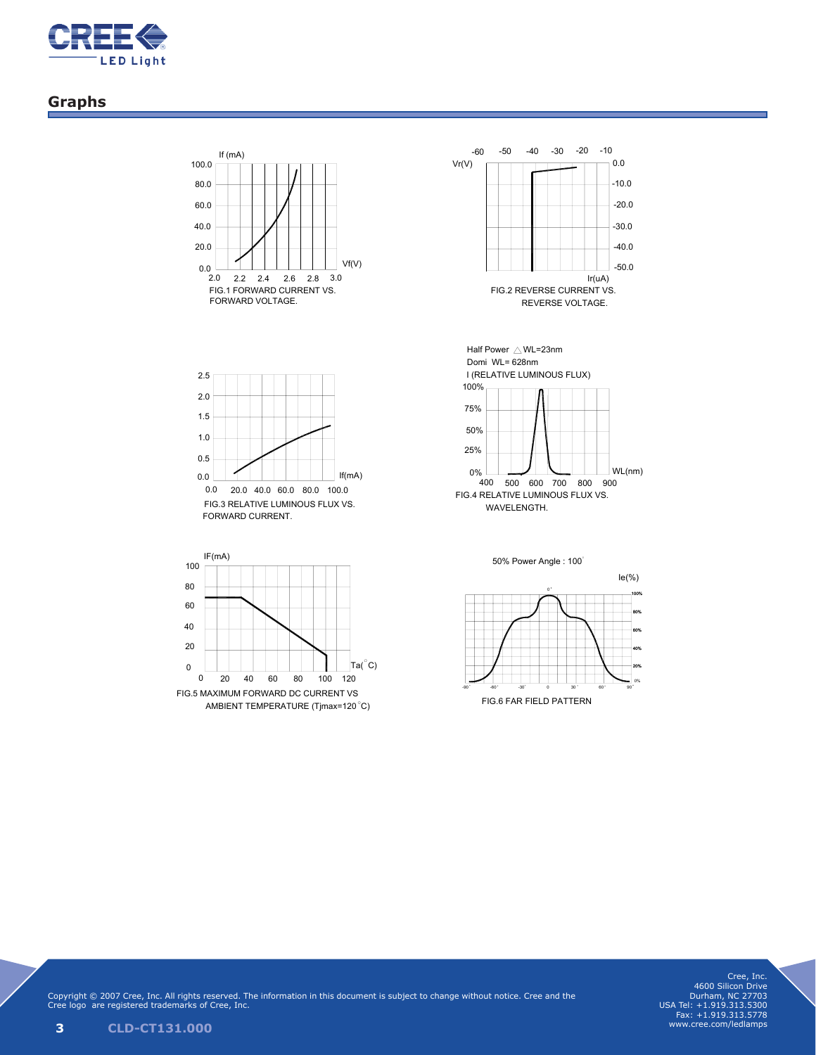## Graphs

FIG.1 FORWARD CURRENT VS. FORWARD VOLTAGE.

FIG.2 REVERSE CURRENT VS. REVERSE VOLTAGE.

FIG.3 RELATIVE LUMINOUS FLUX VS. FORWARD CURRENT.

Half Power △WL=23nm
Domi WL= 628nm

FIG.4 RELATIVE LUMINOUS FLUX VS. WAVELENGTH.

FIG.5 MAXIMUM FORWARD DC CURRENT VS AMBIENT TEMPERATURE (Tjmax=120°C)

50% Power Angle : 100°

FIG.6 FAR FIELD PATTERN

Copyright © 2007 Cree, Inc. All rights reserved. The information in this document is subject to change without notice. Cree and the Cree logo are registered trademarks of Cree, Inc.

Cree, Inc.
4600 Silicon Drive
Durham, NC 27703
USA Tel: +1.919.313.5300
Fax: +1.919.313.5778
www.cree.com/ledlamps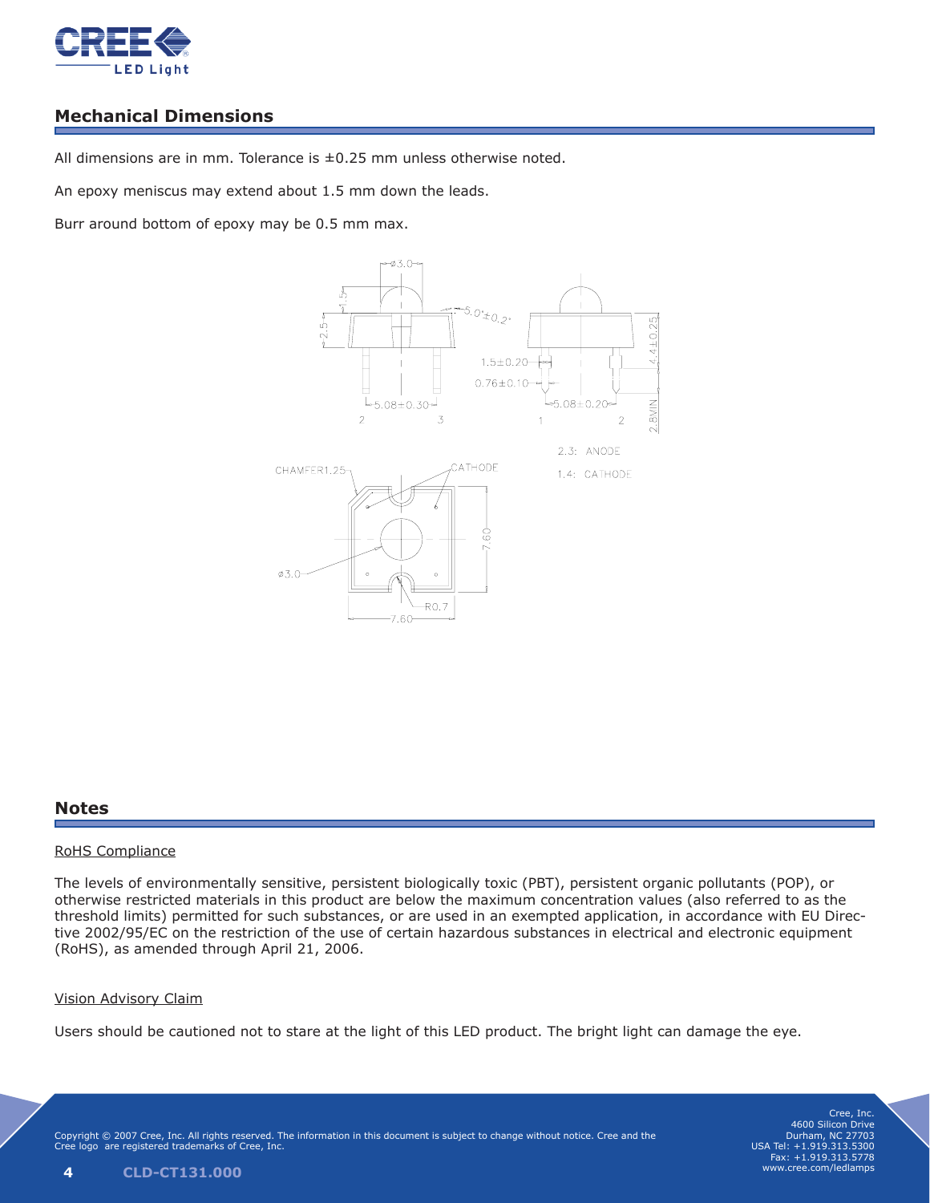## Mechanical Dimensions

All dimensions are in mm. Tolerance is ±0.25 mm unless otherwise noted.

An epoxy meniscus may extend about 1.5 mm down the leads.

Burr around bottom of epoxy may be 0.5 mm max.

2,3: ANODE

1,4: CATHODE

## Notes

RoHS Compliance

The levels of environmentally sensitive, persistent biologically toxic (PBT), persistent organic pollutants (POP), or otherwise restricted materials in this product are below the maximum concentration values (also referred to as the threshold limits) permitted for such substances, or are used in an exempted application, in accordance with EU Directive 2002/95/EC on the restriction of the use of certain hazardous substances in electrical and electronic equipment (RoHS), as amended through April 21, 2006.

Vision Advisory Claim

Users should be cautioned not to stare at the light of this LED product. The bright light can damage the eye.

Copyright © 2007 Cree, Inc. All rights reserved. The information in this document is subject to change without notice. Cree and the Cree logo are registered trademarks of Cree, Inc.

Cree, Inc.
4600 Silicon Drive
Durham, NC 27703
USA Tel: +1.919.313.5300
Fax: +1.919.313.5778
www.cree.com/ledlamps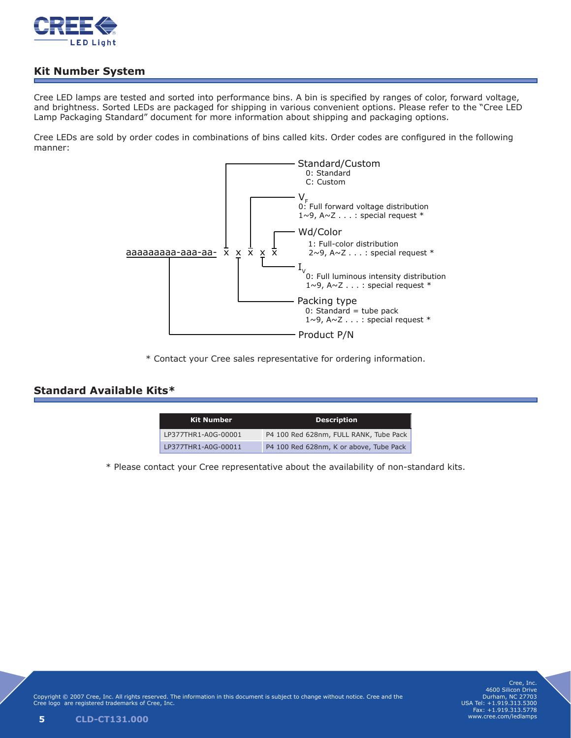## Kit Number System

Cree LED lamps are tested and sorted into performance bins. A bin is specified by ranges of color, forward voltage, and brightness. Sorted LEDs are packaged for shipping in various convenient options. Please refer to the "Cree LED Lamp Packaging Standard" document for more information about shipping and packaging options.

Cree LEDs are sold by order codes in combinations of bins called kits. Order codes are configured in the following manner:

aaaaaaaaa-aaa-aa- x x x x x

Standard/Custom
0: Standard
C: Custom

$V_F$
0: Full forward voltage distribution
1~9, A~Z . . . : special request *

Wd/Color
1: Full-color distribution
2~9, A~Z . . . : special request *

$I_V$
0: Full luminous intensity distribution
1~9, A~Z . . . : special request *

Packing type
0: Standard = tube pack
1~9, A~Z . . . : special request *

Product P/N

* Contact your Cree sales representative for ordering information.

## Standard Available Kits*

| Kit Number | Description |
|---|---|
| LP377THR1-A0G-00001 | P4 100 Red 628nm, FULL RANK, Tube Pack |
| LP377THR1-A0G-00011 | P4 100 Red 628nm, K or above, Tube Pack |

* Please contact your Cree representative about the availability of non-standard kits.

Copyright © 2007 Cree, Inc. All rights reserved. The information in this document is subject to change without notice. Cree and the Cree logo are registered trademarks of Cree, Inc.

Cree, Inc.
4600 Silicon Drive
Durham, NC 27703
USA Tel: +1.919.313.5300
Fax: +1.919.313.5778
www.cree.com/ledlamps